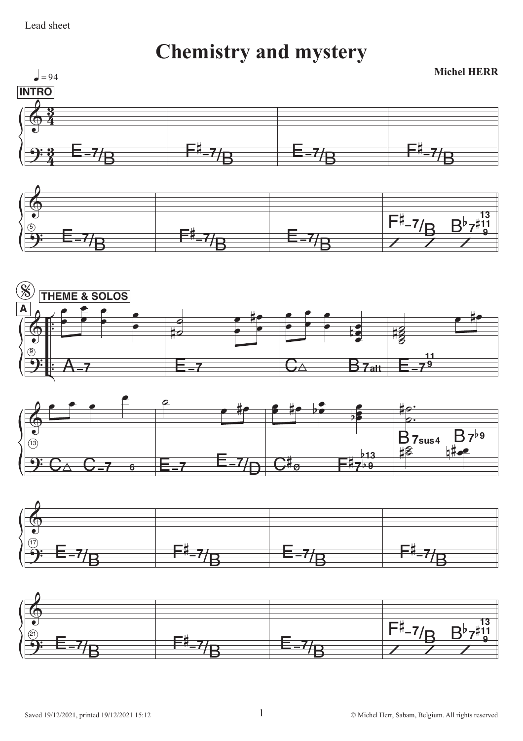Lead sheet

# Chemistry and mystery

**Michel HERR**

♩ = 94

**INTRO**

3/4

| E–7/B | F♯–7/B | E–7/B | F♯–7/B |

| E–7/B | F♯–7/B | E–7/B | F♯–7/B B♭7(♯11, 9, 13) |

𝄋 **THEME & SOLOS**

**A**

| A–7 | E–7 | C△ B7alt | E–7(9, 11) |

| C△ C–7 6 | E–7 E–7/D | C♯ø F♯7(♭9, ♭13) | B7sus4 B7♭9 |

| E–7/B | F♯–7/B | E–7/B | F♯–7/B |

| E–7/B | F♯–7/B | E–7/B | F♯–7/B B♭7(♯11, 9, 13) |

Saved 19/12/2021, printed 19/12/2021 15:12

© Michel Herr, Sabam, Belgium. All rights reserved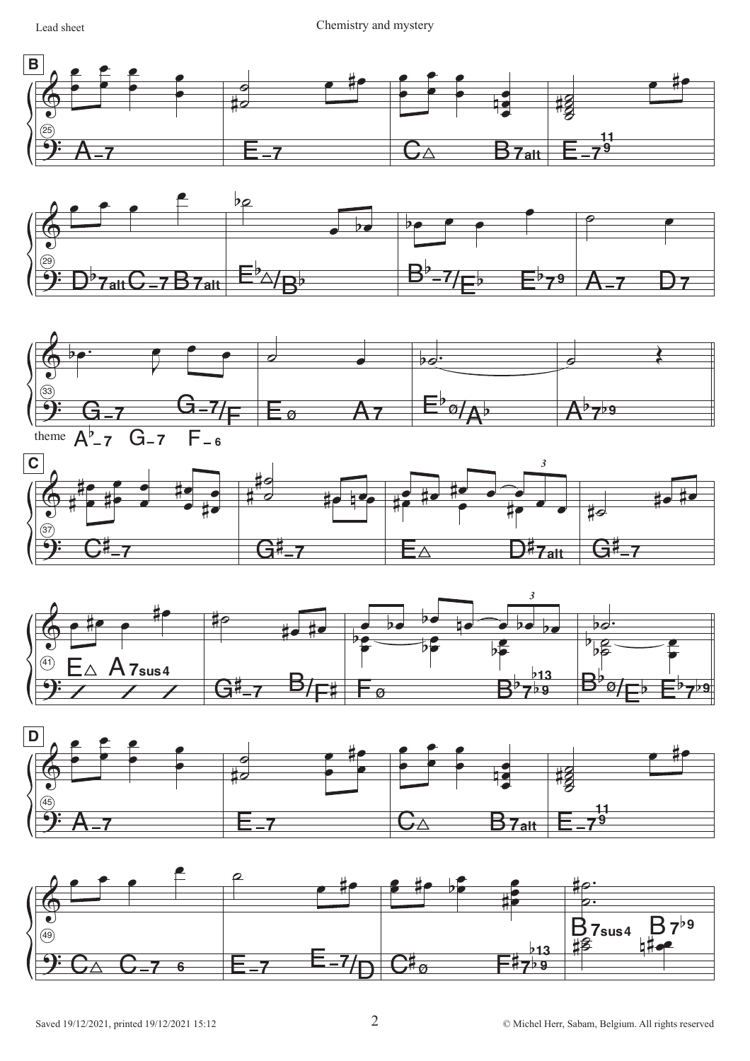**B**

25 | A–7 | E–7 | C△ B7alt | E–7(9, 11) |

29 | D♭7alt C–7 B7alt | E♭△/B♭ | B♭–7/E♭ E♭7(9) | A–7 D7 |

33 | G–7 G–7/F | Eø A7 | E♭ø/A♭ | A♭7(♭9) |

theme A♭–7 G–7 F–6

**C**

37 | C♯–7 | G♯–7 | E△ D♯7alt | G♯–7 |

41 | E△ A7sus4 | G♯–7 B/F♯ | Fø B♭7(♭9, ♭13) | B♭ø/E♭ E♭7(♭9) |

**D**

45 | A–7 | E–7 | C△ B7alt | E–7(9, 11) |

49 | C△ C–7 6 | E–7 E–7/D | C♯ø F♯7(♭9, ♭13) | B7sus4 B7(♭9) |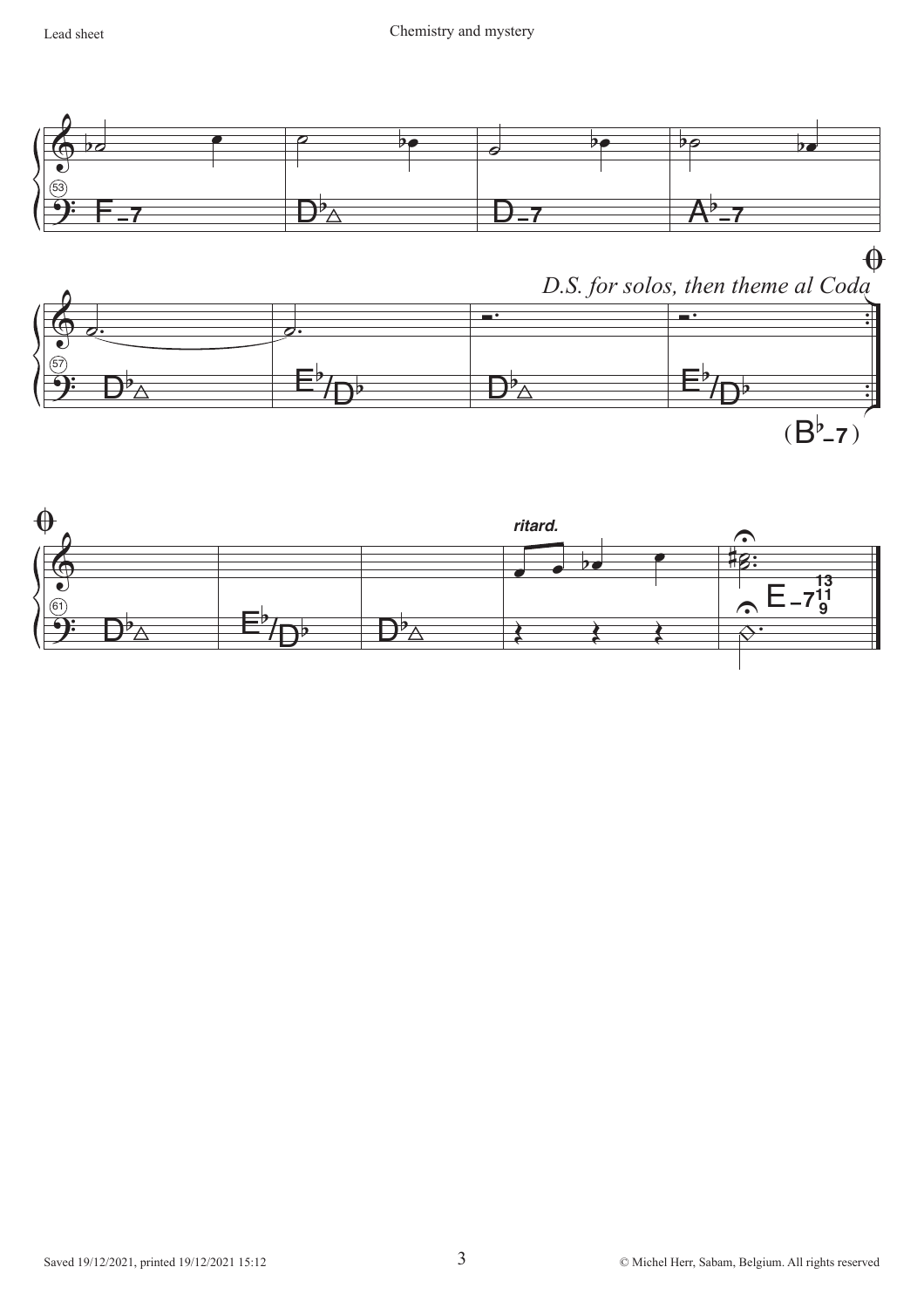F–7 | D♭△ | D–7 | A♭–7

D♭△ | E♭/D♭ | D♭△ | E♭/D♭ (B♭–7)

*D.S. for solos, then theme al Coda*

D♭△ | E♭/D♭ | D♭△ | *ritard.* | E–7 (9, 11, 13)